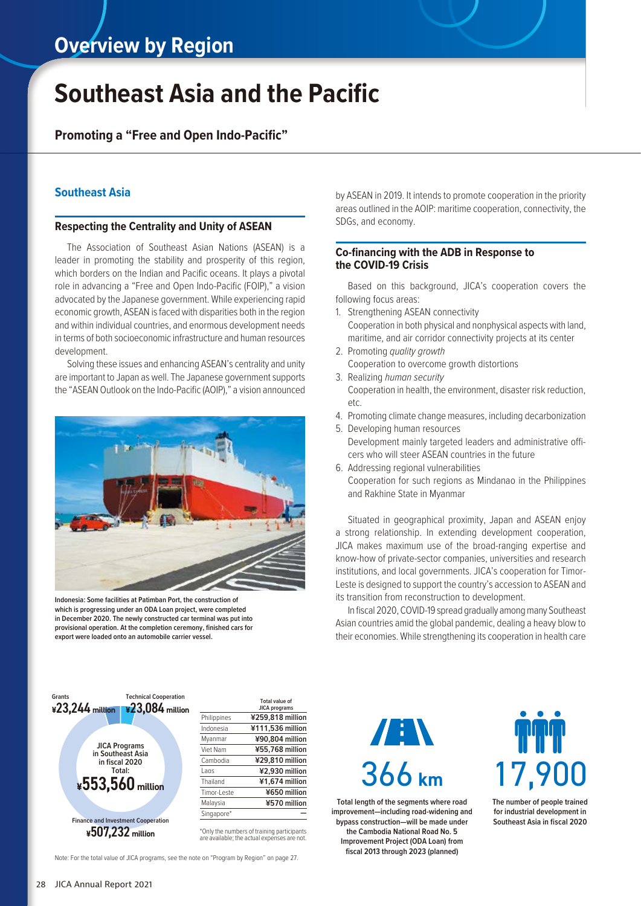# Overview by Region

# Southeast Asia and the Pacific

**Promoting a "Free and Open Indo-Pacific"**

## Southeast Asia

### Respecting the Centrality and Unity of ASEAN

The Association of Southeast Asian Nations (ASEAN) is a leader in promoting the stability and prosperity of this region, which borders on the Indian and Pacific oceans. It plays a pivotal role in advancing a "Free and Open Indo-Pacific (FOIP)," a vision advocated by the Japanese government. While experiencing rapid economic growth, ASEAN is faced with disparities both in the region and within individual countries, and enormous development needs in terms of both socioeconomic infrastructure and human resources development.

Solving these issues and enhancing ASEAN's centrality and unity are important to Japan as well. The Japanese government supports the "ASEAN Outlook on the Indo-Pacific (AOIP)," a vision announced by ASEAN in 2019. It intends to promote cooperation in the priority areas outlined in the AOIP: maritime cooperation, connectivity, the SDGs, and economy.

Indonesia: Some facilities at Patimban Port, the construction of which is progressing under an ODA Loan project, were completed in December 2020. The newly constructed car terminal was put into provisional operation. At the completion ceremony, finished cars for export were loaded onto an automobile carrier vessel.

### Co-financing with the ADB in Response to the COVID-19 Crisis

Based on this background, JICA's cooperation covers the following focus areas:

1. Strengthening ASEAN connectivity
   Cooperation in both physical and nonphysical aspects with land, maritime, and air corridor connectivity projects at its center
2. Promoting *quality growth*
   Cooperation to overcome growth distortions
3. Realizing *human security*
   Cooperation in health, the environment, disaster risk reduction, etc.
4. Promoting climate change measures, including decarbonization
5. Developing human resources
   Development mainly targeted leaders and administrative officers who will steer ASEAN countries in the future
6. Addressing regional vulnerabilities
   Cooperation for such regions as Mindanao in the Philippines and Rakhine State in Myanmar

Situated in geographical proximity, Japan and ASEAN enjoy a strong relationship. In extending development cooperation, JICA makes maximum use of the broad-ranging expertise and know-how of private-sector companies, universities and research institutions, and local governments. JICA's cooperation for Timor-Leste is designed to support the country's accession to ASEAN and its transition from reconstruction to development.

In fiscal 2020, COVID-19 spread gradually among many Southeast Asian countries amid the global pandemic, dealing a heavy blow to their economies. While strengthening its cooperation in health care

Grants
¥23,244 million

Technical Cooperation
¥23,084 million

JICA Programs in Southeast Asia in fiscal 2020
Total:
¥553,560 million

Finance and Investment Cooperation
¥507,232 million

| | Total value of JICA programs |
|---|---|
| Philippines | ¥259,818 million |
| Indonesia | ¥111,536 million |
| Myanmar | ¥90,804 million |
| Viet Nam | ¥55,768 million |
| Cambodia | ¥29,810 million |
| Laos | ¥2,930 million |
| Thailand | ¥1,674 million |
| Timor-Leste | ¥650 million |
| Malaysia | ¥570 million |
| Singapore* | — |

*Only the numbers of training participants are available; the actual expenses are not.

Note: For the total value of JICA programs, see the note on "Program by Region" on page 27.

**366 km**

**Total length of the segments where road improvement—including road-widening and bypass construction—will be made under the Cambodia National Road No. 5 Improvement Project (ODA Loan) from fiscal 2013 through 2023 (planned)**

**17,900**

**The number of people trained for industrial development in Southeast Asia in fiscal 2020**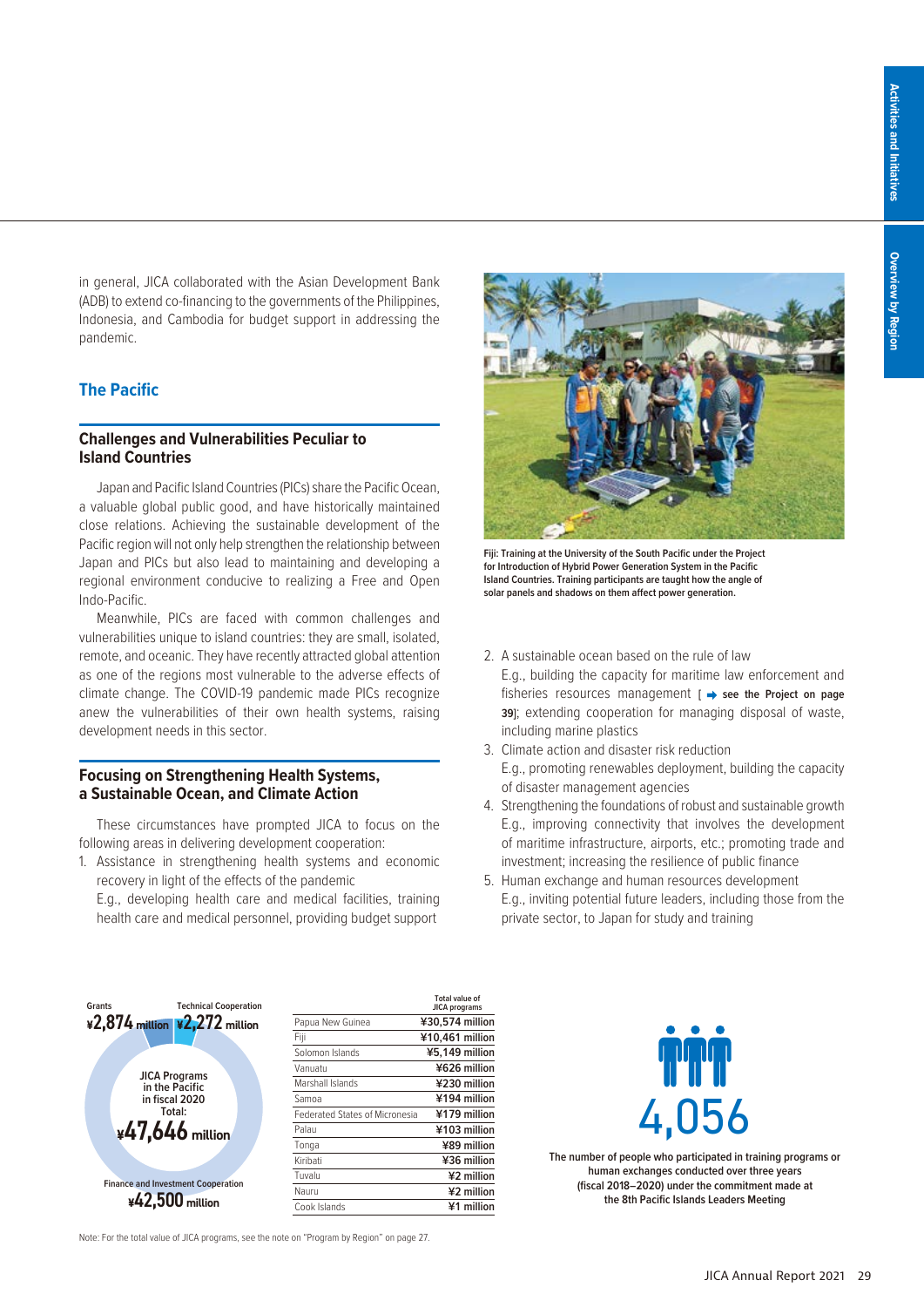in general, JICA collaborated with the Asian Development Bank (ADB) to extend co-financing to the governments of the Philippines, Indonesia, and Cambodia for budget support in addressing the pandemic.

## The Pacific

### Challenges and Vulnerabilities Peculiar to Island Countries

Japan and Pacific Island Countries (PICs) share the Pacific Ocean, a valuable global public good, and have historically maintained close relations. Achieving the sustainable development of the Pacific region will not only help strengthen the relationship between Japan and PICs but also lead to maintaining and developing a regional environment conducive to realizing a Free and Open Indo-Pacific.

Meanwhile, PICs are faced with common challenges and vulnerabilities unique to island countries: they are small, isolated, remote, and oceanic. They have recently attracted global attention as one of the regions most vulnerable to the adverse effects of climate change. The COVID-19 pandemic made PICs recognize anew the vulnerabilities of their own health systems, raising development needs in this sector.

### Focusing on Strengthening Health Systems, a Sustainable Ocean, and Climate Action

These circumstances have prompted JICA to focus on the following areas in delivering development cooperation:

1. Assistance in strengthening health systems and economic recovery in light of the effects of the pandemic
   E.g., developing health care and medical facilities, training health care and medical personnel, providing budget support
2. A sustainable ocean based on the rule of law
   E.g., building the capacity for maritime law enforcement and fisheries resources management [ ➡ **see the Project on page 39**]; extending cooperation for managing disposal of waste, including marine plastics
3. Climate action and disaster risk reduction
   E.g., promoting renewables deployment, building the capacity of disaster management agencies
4. Strengthening the foundations of robust and sustainable growth
   E.g., improving connectivity that involves the development of maritime infrastructure, airports, etc.; promoting trade and investment; increasing the resilience of public finance
5. Human exchange and human resources development
   E.g., inviting potential future leaders, including those from the private sector, to Japan for study and training

**Fiji: Training at the University of the South Pacific under the Project for Introduction of Hybrid Power Generation System in the Pacific Island Countries. Training participants are taught how the angle of solar panels and shadows on them affect power generation.**

Grants
¥2,874 million

Technical Cooperation
¥2,272 million

JICA Programs in the Pacific in fiscal 2020
Total:
¥47,646 million

Finance and Investment Cooperation
¥42,500 million

| | Total value of JICA programs |
|---|---|
| Papua New Guinea | ¥30,574 million |
| Fiji | ¥10,461 million |
| Solomon Islands | ¥5,149 million |
| Vanuatu | ¥626 million |
| Marshall Islands | ¥230 million |
| Samoa | ¥194 million |
| Federated States of Micronesia | ¥179 million |
| Palau | ¥103 million |
| Tonga | ¥89 million |
| Kiribati | ¥36 million |
| Tuvalu | ¥2 million |
| Nauru | ¥2 million |
| Cook Islands | ¥1 million |

4,056

**The number of people who participated in training programs or human exchanges conducted over three years (fiscal 2018–2020) under the commitment made at the 8th Pacific Islands Leaders Meeting**

Note: For the total value of JICA programs, see the note on "Program by Region" on page 27.